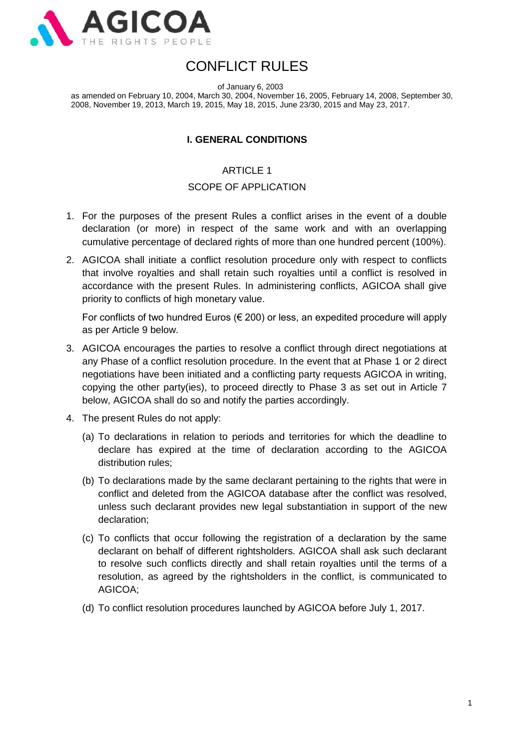# CONFLICT RULES

of January 6, 2003

as amended on February 10, 2004, March 30, 2004, November 16, 2005, February 14, 2008, September 30, 2008, November 19, 2013, March 19, 2015, May 18, 2015, June 23/30, 2015 and May 23, 2017.

## I. GENERAL CONDITIONS

### ARTICLE 1

### SCOPE OF APPLICATION

1. For the purposes of the present Rules a conflict arises in the event of a double declaration (or more) in respect of the same work and with an overlapping cumulative percentage of declared rights of more than one hundred percent (100%).

2. AGICOA shall initiate a conflict resolution procedure only with respect to conflicts that involve royalties and shall retain such royalties until a conflict is resolved in accordance with the present Rules. In administering conflicts, AGICOA shall give priority to conflicts of high monetary value.

   For conflicts of two hundred Euros (€ 200) or less, an expedited procedure will apply as per Article 9 below.

3. AGICOA encourages the parties to resolve a conflict through direct negotiations at any Phase of a conflict resolution procedure. In the event that at Phase 1 or 2 direct negotiations have been initiated and a conflicting party requests AGICOA in writing, copying the other party(ies), to proceed directly to Phase 3 as set out in Article 7 below, AGICOA shall do so and notify the parties accordingly.

4. The present Rules do not apply:

   (a) To declarations in relation to periods and territories for which the deadline to declare has expired at the time of declaration according to the AGICOA distribution rules;

   (b) To declarations made by the same declarant pertaining to the rights that were in conflict and deleted from the AGICOA database after the conflict was resolved, unless such declarant provides new legal substantiation in support of the new declaration;

   (c) To conflicts that occur following the registration of a declaration by the same declarant on behalf of different rightsholders. AGICOA shall ask such declarant to resolve such conflicts directly and shall retain royalties until the terms of a resolution, as agreed by the rightsholders in the conflict, is communicated to AGICOA;

   (d) To conflict resolution procedures launched by AGICOA before July 1, 2017.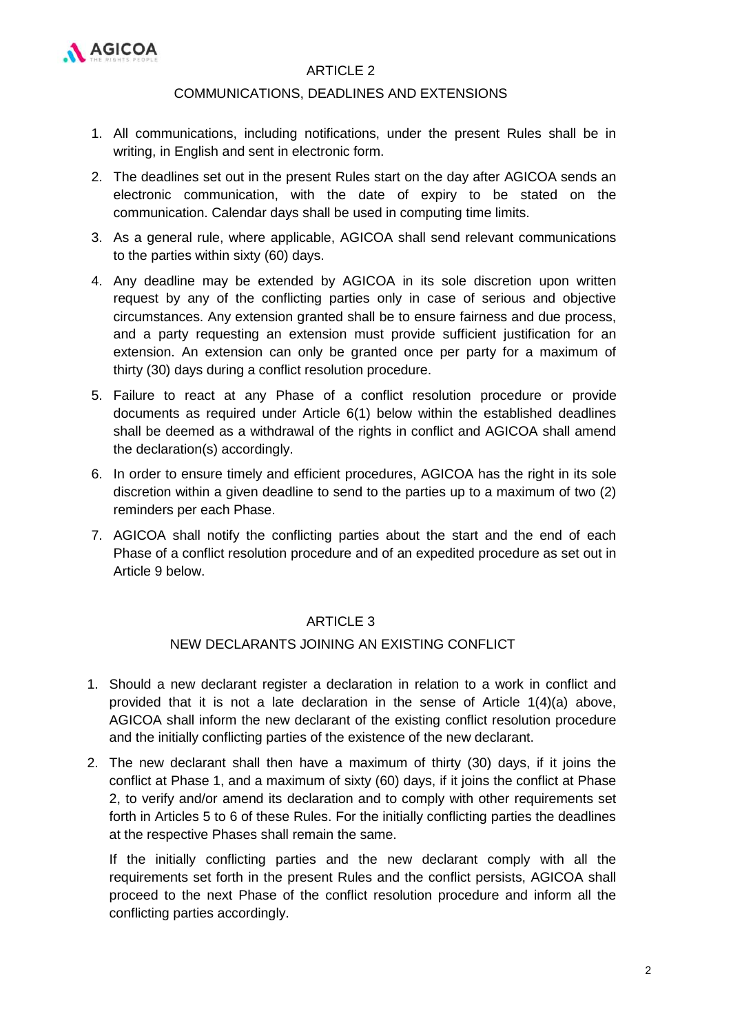## ARTICLE 2

### COMMUNICATIONS, DEADLINES AND EXTENSIONS

1. All communications, including notifications, under the present Rules shall be in writing, in English and sent in electronic form.
2. The deadlines set out in the present Rules start on the day after AGICOA sends an electronic communication, with the date of expiry to be stated on the communication. Calendar days shall be used in computing time limits.
3. As a general rule, where applicable, AGICOA shall send relevant communications to the parties within sixty (60) days.
4. Any deadline may be extended by AGICOA in its sole discretion upon written request by any of the conflicting parties only in case of serious and objective circumstances. Any extension granted shall be to ensure fairness and due process, and a party requesting an extension must provide sufficient justification for an extension. An extension can only be granted once per party for a maximum of thirty (30) days during a conflict resolution procedure.
5. Failure to react at any Phase of a conflict resolution procedure or provide documents as required under Article 6(1) below within the established deadlines shall be deemed as a withdrawal of the rights in conflict and AGICOA shall amend the declaration(s) accordingly.
6. In order to ensure timely and efficient procedures, AGICOA has the right in its sole discretion within a given deadline to send to the parties up to a maximum of two (2) reminders per each Phase.
7. AGICOA shall notify the conflicting parties about the start and the end of each Phase of a conflict resolution procedure and of an expedited procedure as set out in Article 9 below.

## ARTICLE 3

### NEW DECLARANTS JOINING AN EXISTING CONFLICT

1. Should a new declarant register a declaration in relation to a work in conflict and provided that it is not a late declaration in the sense of Article 1(4)(a) above, AGICOA shall inform the new declarant of the existing conflict resolution procedure and the initially conflicting parties of the existence of the new declarant.
2. The new declarant shall then have a maximum of thirty (30) days, if it joins the conflict at Phase 1, and a maximum of sixty (60) days, if it joins the conflict at Phase 2, to verify and/or amend its declaration and to comply with other requirements set forth in Articles 5 to 6 of these Rules. For the initially conflicting parties the deadlines at the respective Phases shall remain the same.

   If the initially conflicting parties and the new declarant comply with all the requirements set forth in the present Rules and the conflict persists, AGICOA shall proceed to the next Phase of the conflict resolution procedure and inform all the conflicting parties accordingly.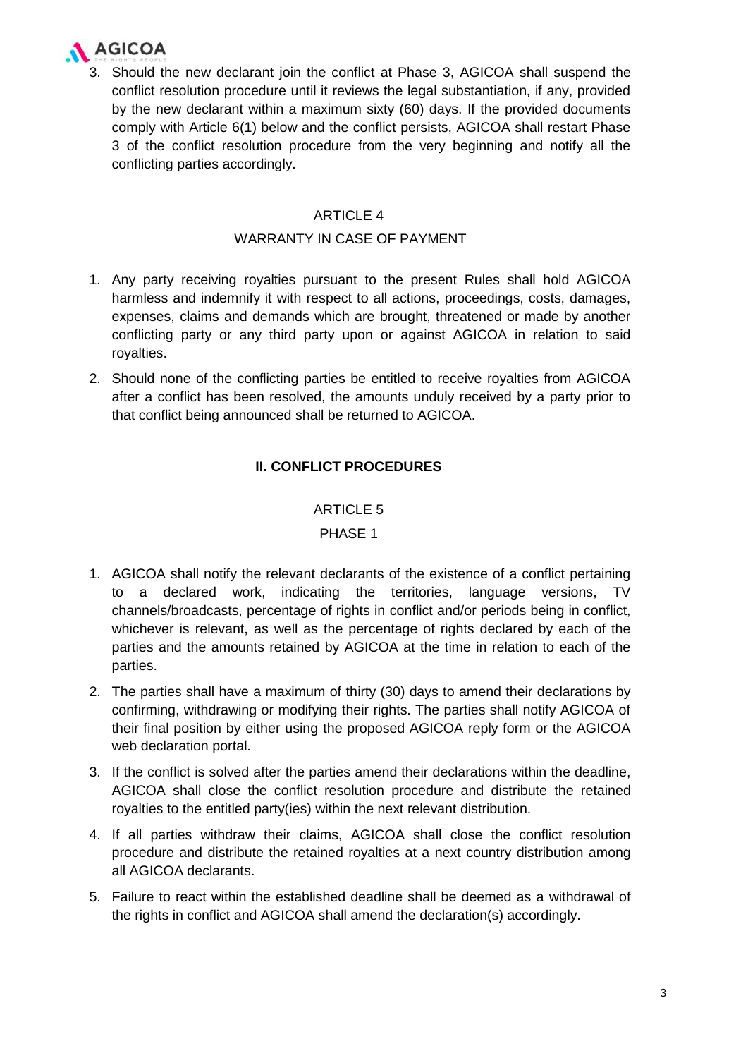3. Should the new declarant join the conflict at Phase 3, AGICOA shall suspend the conflict resolution procedure until it reviews the legal substantiation, if any, provided by the new declarant within a maximum sixty (60) days. If the provided documents comply with Article 6(1) below and the conflict persists, AGICOA shall restart Phase 3 of the conflict resolution procedure from the very beginning and notify all the conflicting parties accordingly.

### ARTICLE 4

### WARRANTY IN CASE OF PAYMENT

1. Any party receiving royalties pursuant to the present Rules shall hold AGICOA harmless and indemnify it with respect to all actions, proceedings, costs, damages, expenses, claims and demands which are brought, threatened or made by another conflicting party or any third party upon or against AGICOA in relation to said royalties.
2. Should none of the conflicting parties be entitled to receive royalties from AGICOA after a conflict has been resolved, the amounts unduly received by a party prior to that conflict being announced shall be returned to AGICOA.

## II. CONFLICT PROCEDURES

### ARTICLE 5

### PHASE 1

1. AGICOA shall notify the relevant declarants of the existence of a conflict pertaining to a declared work, indicating the territories, language versions, TV channels/broadcasts, percentage of rights in conflict and/or periods being in conflict, whichever is relevant, as well as the percentage of rights declared by each of the parties and the amounts retained by AGICOA at the time in relation to each of the parties.
2. The parties shall have a maximum of thirty (30) days to amend their declarations by confirming, withdrawing or modifying their rights. The parties shall notify AGICOA of their final position by either using the proposed AGICOA reply form or the AGICOA web declaration portal.
3. If the conflict is solved after the parties amend their declarations within the deadline, AGICOA shall close the conflict resolution procedure and distribute the retained royalties to the entitled party(ies) within the next relevant distribution.
4. If all parties withdraw their claims, AGICOA shall close the conflict resolution procedure and distribute the retained royalties at a next country distribution among all AGICOA declarants.
5. Failure to react within the established deadline shall be deemed as a withdrawal of the rights in conflict and AGICOA shall amend the declaration(s) accordingly.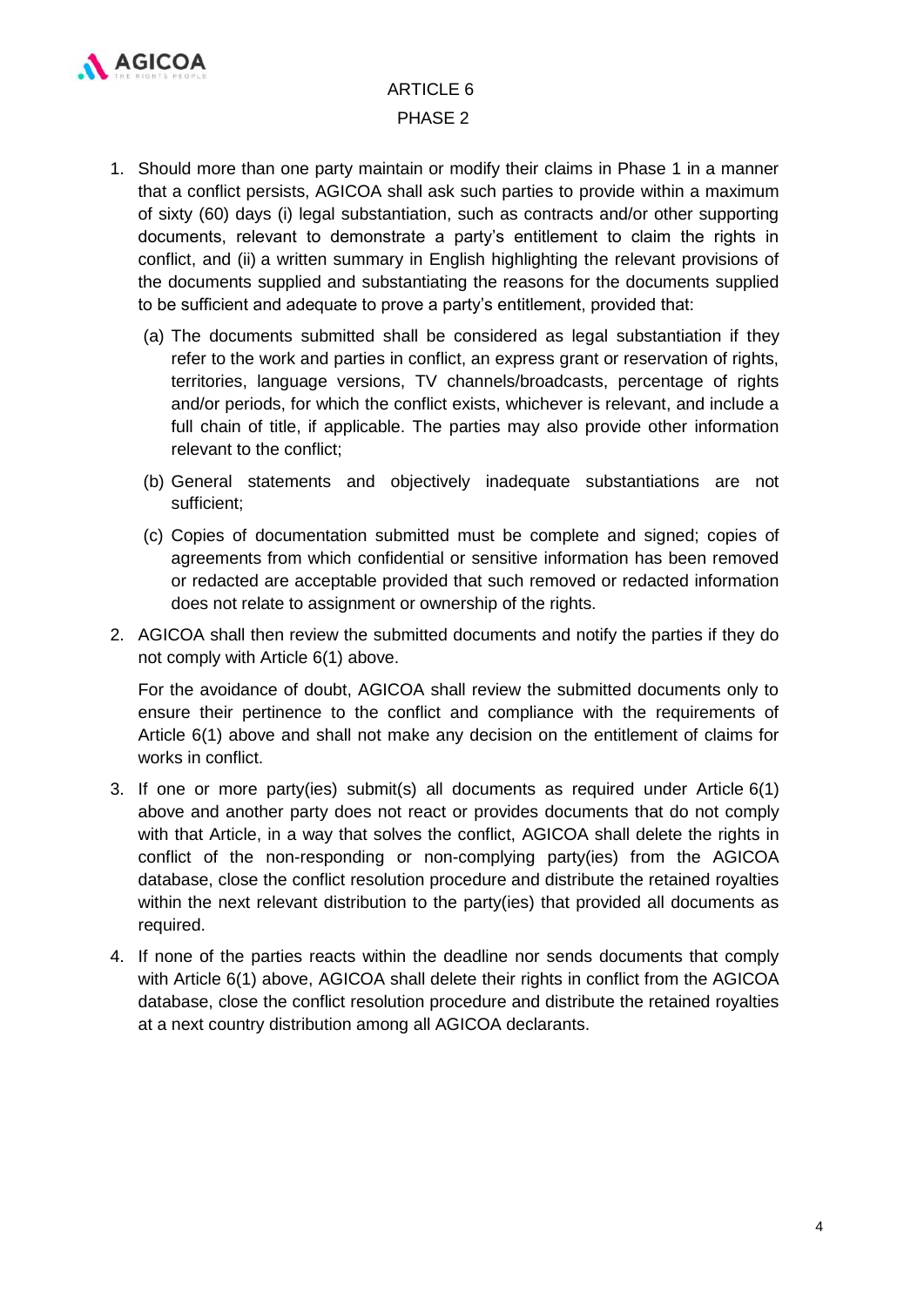## ARTICLE 6
## PHASE 2

1. Should more than one party maintain or modify their claims in Phase 1 in a manner that a conflict persists, AGICOA shall ask such parties to provide within a maximum of sixty (60) days (i) legal substantiation, such as contracts and/or other supporting documents, relevant to demonstrate a party's entitlement to claim the rights in conflict, and (ii) a written summary in English highlighting the relevant provisions of the documents supplied and substantiating the reasons for the documents supplied to be sufficient and adequate to prove a party's entitlement, provided that:

   (a) The documents submitted shall be considered as legal substantiation if they refer to the work and parties in conflict, an express grant or reservation of rights, territories, language versions, TV channels/broadcasts, percentage of rights and/or periods, for which the conflict exists, whichever is relevant, and include a full chain of title, if applicable. The parties may also provide other information relevant to the conflict;

   (b) General statements and objectively inadequate substantiations are not sufficient;

   (c) Copies of documentation submitted must be complete and signed; copies of agreements from which confidential or sensitive information has been removed or redacted are acceptable provided that such removed or redacted information does not relate to assignment or ownership of the rights.

2. AGICOA shall then review the submitted documents and notify the parties if they do not comply with Article 6(1) above.

   For the avoidance of doubt, AGICOA shall review the submitted documents only to ensure their pertinence to the conflict and compliance with the requirements of Article 6(1) above and shall not make any decision on the entitlement of claims for works in conflict.

3. If one or more party(ies) submit(s) all documents as required under Article 6(1) above and another party does not react or provides documents that do not comply with that Article, in a way that solves the conflict, AGICOA shall delete the rights in conflict of the non-responding or non-complying party(ies) from the AGICOA database, close the conflict resolution procedure and distribute the retained royalties within the next relevant distribution to the party(ies) that provided all documents as required.

4. If none of the parties reacts within the deadline nor sends documents that comply with Article 6(1) above, AGICOA shall delete their rights in conflict from the AGICOA database, close the conflict resolution procedure and distribute the retained royalties at a next country distribution among all AGICOA declarants.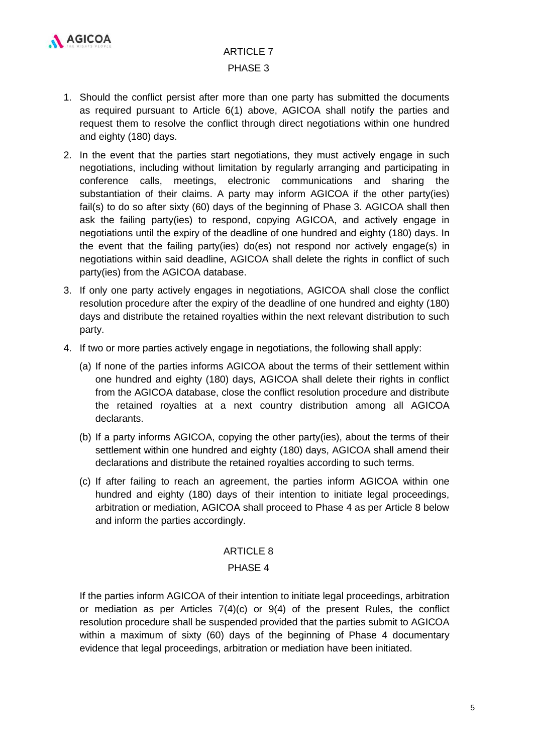## ARTICLE 7

## PHASE 3

1. Should the conflict persist after more than one party has submitted the documents as required pursuant to Article 6(1) above, AGICOA shall notify the parties and request them to resolve the conflict through direct negotiations within one hundred and eighty (180) days.
2. In the event that the parties start negotiations, they must actively engage in such negotiations, including without limitation by regularly arranging and participating in conference calls, meetings, electronic communications and sharing the substantiation of their claims. A party may inform AGICOA if the other party(ies) fail(s) to do so after sixty (60) days of the beginning of Phase 3. AGICOA shall then ask the failing party(ies) to respond, copying AGICOA, and actively engage in negotiations until the expiry of the deadline of one hundred and eighty (180) days. In the event that the failing party(ies) do(es) not respond nor actively engage(s) in negotiations within said deadline, AGICOA shall delete the rights in conflict of such party(ies) from the AGICOA database.
3. If only one party actively engages in negotiations, AGICOA shall close the conflict resolution procedure after the expiry of the deadline of one hundred and eighty (180) days and distribute the retained royalties within the next relevant distribution to such party.
4. If two or more parties actively engage in negotiations, the following shall apply:
   (a) If none of the parties informs AGICOA about the terms of their settlement within one hundred and eighty (180) days, AGICOA shall delete their rights in conflict from the AGICOA database, close the conflict resolution procedure and distribute the retained royalties at a next country distribution among all AGICOA declarants.
   (b) If a party informs AGICOA, copying the other party(ies), about the terms of their settlement within one hundred and eighty (180) days, AGICOA shall amend their declarations and distribute the retained royalties according to such terms.
   (c) If after failing to reach an agreement, the parties inform AGICOA within one hundred and eighty (180) days of their intention to initiate legal proceedings, arbitration or mediation, AGICOA shall proceed to Phase 4 as per Article 8 below and inform the parties accordingly.

## ARTICLE 8

## PHASE 4

If the parties inform AGICOA of their intention to initiate legal proceedings, arbitration or mediation as per Articles 7(4)(c) or 9(4) of the present Rules, the conflict resolution procedure shall be suspended provided that the parties submit to AGICOA within a maximum of sixty (60) days of the beginning of Phase 4 documentary evidence that legal proceedings, arbitration or mediation have been initiated.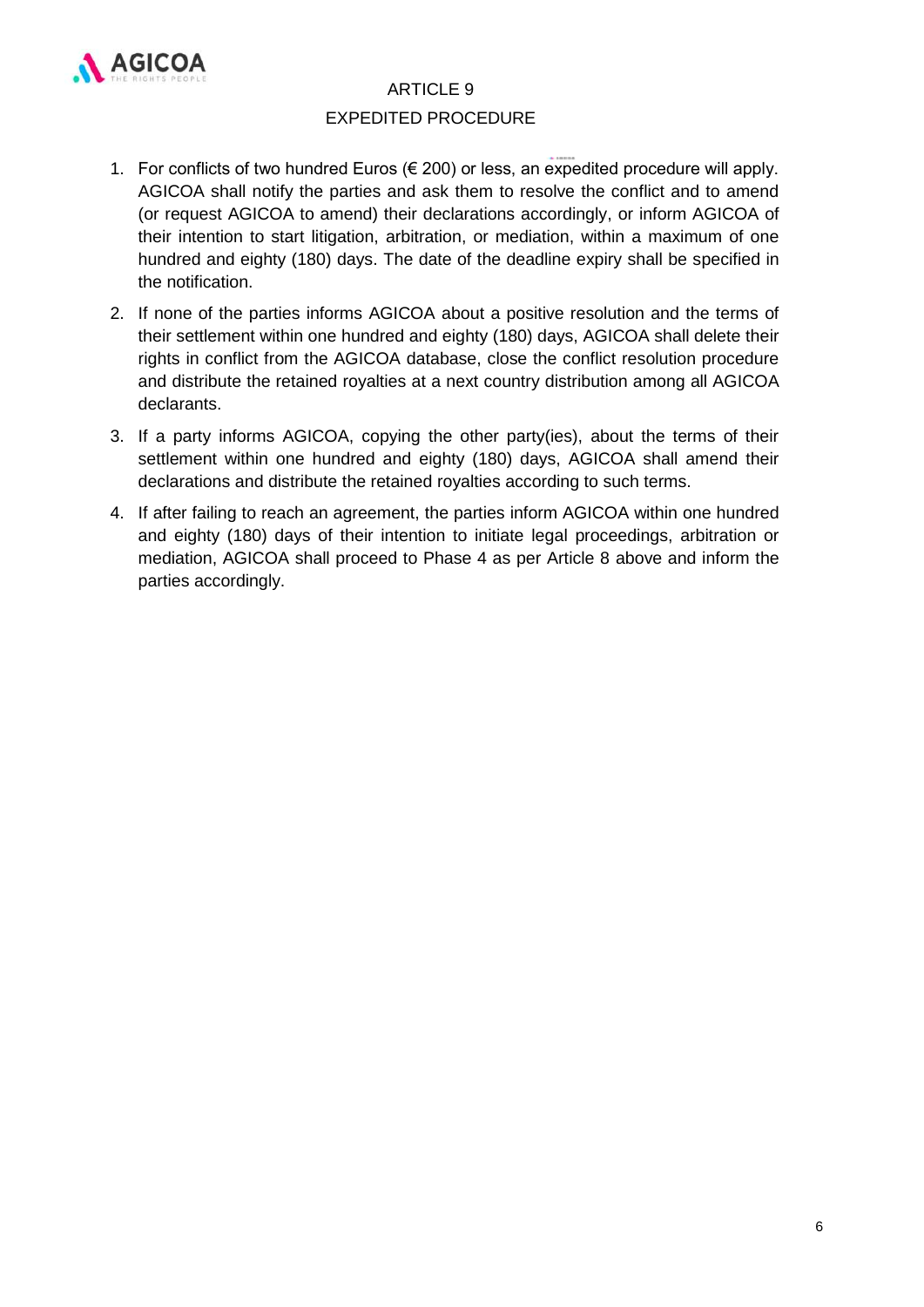# ARTICLE 9

## EXPEDITED PROCEDURE

1. For conflicts of two hundred Euros (€ 200) or less, an expedited procedure will apply. AGICOA shall notify the parties and ask them to resolve the conflict and to amend (or request AGICOA to amend) their declarations accordingly, or inform AGICOA of their intention to start litigation, arbitration, or mediation, within a maximum of one hundred and eighty (180) days. The date of the deadline expiry shall be specified in the notification.
2. If none of the parties informs AGICOA about a positive resolution and the terms of their settlement within one hundred and eighty (180) days, AGICOA shall delete their rights in conflict from the AGICOA database, close the conflict resolution procedure and distribute the retained royalties at a next country distribution among all AGICOA declarants.
3. If a party informs AGICOA, copying the other party(ies), about the terms of their settlement within one hundred and eighty (180) days, AGICOA shall amend their declarations and distribute the retained royalties according to such terms.
4. If after failing to reach an agreement, the parties inform AGICOA within one hundred and eighty (180) days of their intention to initiate legal proceedings, arbitration or mediation, AGICOA shall proceed to Phase 4 as per Article 8 above and inform the parties accordingly.